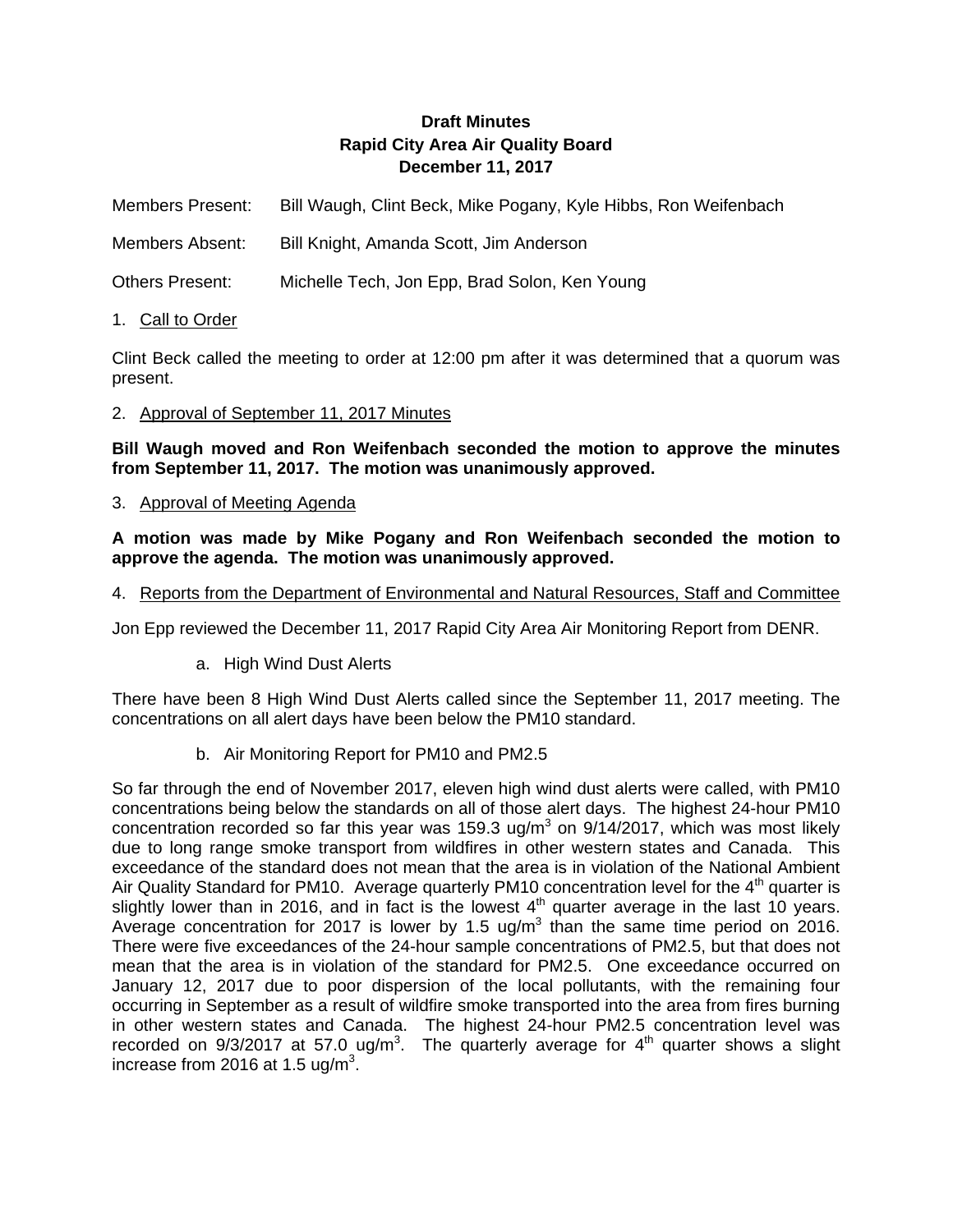**Draft Minutes**
**Rapid City Area Air Quality Board**
**December 11, 2017**

Members Present: Bill Waugh, Clint Beck, Mike Pogany, Kyle Hibbs, Ron Weifenbach

Members Absent: Bill Knight, Amanda Scott, Jim Anderson

Others Present: Michelle Tech, Jon Epp, Brad Solon, Ken Young

1. Call to Order

Clint Beck called the meeting to order at 12:00 pm after it was determined that a quorum was present.

2. Approval of September 11, 2017 Minutes

**Bill Waugh moved and Ron Weifenbach seconded the motion to approve the minutes from September 11, 2017. The motion was unanimously approved.**

3. Approval of Meeting Agenda

**A motion was made by Mike Pogany and Ron Weifenbach seconded the motion to approve the agenda. The motion was unanimously approved.**

4. Reports from the Department of Environmental and Natural Resources, Staff and Committee

Jon Epp reviewed the December 11, 2017 Rapid City Area Air Monitoring Report from DENR.

a. High Wind Dust Alerts

There have been 8 High Wind Dust Alerts called since the September 11, 2017 meeting. The concentrations on all alert days have been below the PM10 standard.

b. Air Monitoring Report for PM10 and PM2.5

So far through the end of November 2017, eleven high wind dust alerts were called, with PM10 concentrations being below the standards on all of those alert days. The highest 24-hour PM10 concentration recorded so far this year was 159.3 $ug/m^3$ on 9/14/2017, which was most likely due to long range smoke transport from wildfires in other western states and Canada. This exceedance of the standard does not mean that the area is in violation of the National Ambient Air Quality Standard for PM10. Average quarterly PM10 concentration level for the 4th quarter is slightly lower than in 2016, and in fact is the lowest 4th quarter average in the last 10 years. Average concentration for 2017 is lower by 1.5 $ug/m^3$ than the same time period on 2016. There were five exceedances of the 24-hour sample concentrations of PM2.5, but that does not mean that the area is in violation of the standard for PM2.5. One exceedance occurred on January 12, 2017 due to poor dispersion of the local pollutants, with the remaining four occurring in September as a result of wildfire smoke transported into the area from fires burning in other western states and Canada. The highest 24-hour PM2.5 concentration level was recorded on 9/3/2017 at 57.0 $ug/m^3$. The quarterly average for 4th quarter shows a slight increase from 2016 at 1.5 $ug/m^3$.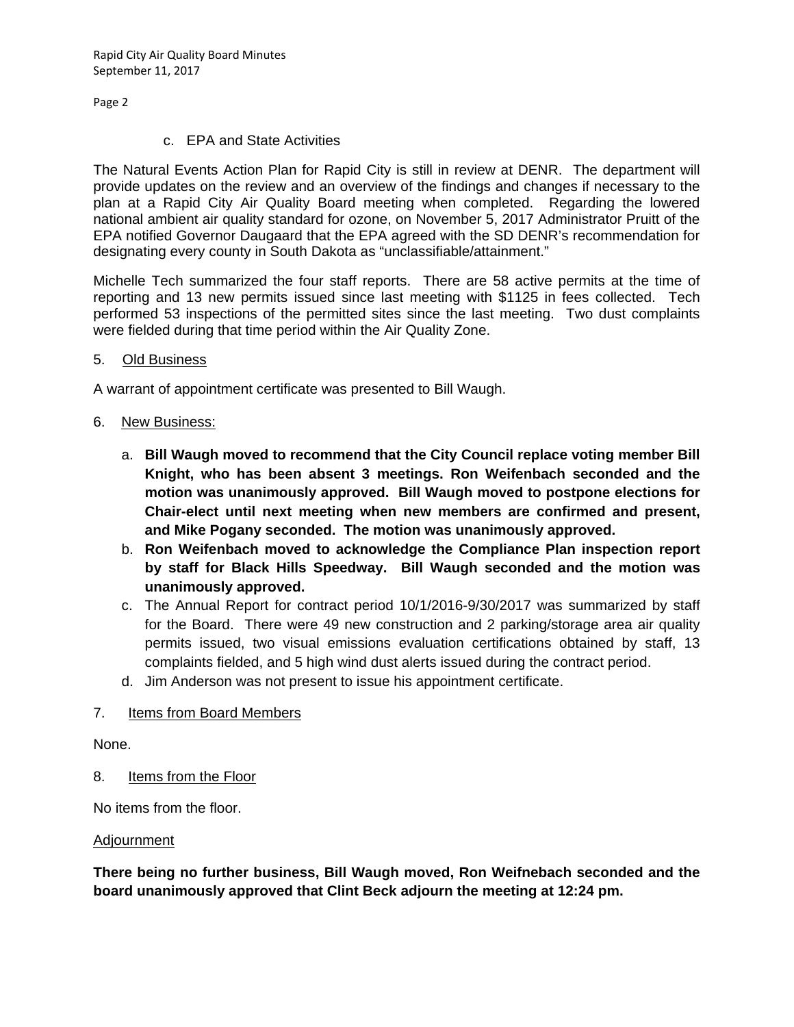c. EPA and State Activities

The Natural Events Action Plan for Rapid City is still in review at DENR. The department will provide updates on the review and an overview of the findings and changes if necessary to the plan at a Rapid City Air Quality Board meeting when completed. Regarding the lowered national ambient air quality standard for ozone, on November 5, 2017 Administrator Pruitt of the EPA notified Governor Daugaard that the EPA agreed with the SD DENR's recommendation for designating every county in South Dakota as "unclassifiable/attainment."

Michelle Tech summarized the four staff reports. There are 58 active permits at the time of reporting and 13 new permits issued since last meeting with $1125 in fees collected. Tech performed 53 inspections of the permitted sites since the last meeting. Two dust complaints were fielded during that time period within the Air Quality Zone.

5. <u>Old Business</u>

A warrant of appointment certificate was presented to Bill Waugh.

6. <u>New Business:</u>

a. **Bill Waugh moved to recommend that the City Council replace voting member Bill Knight, who has been absent 3 meetings. Ron Weifenbach seconded and the motion was unanimously approved. Bill Waugh moved to postpone elections for Chair-elect until next meeting when new members are confirmed and present, and Mike Pogany seconded. The motion was unanimously approved.**
b. **Ron Weifenbach moved to acknowledge the Compliance Plan inspection report by staff for Black Hills Speedway. Bill Waugh seconded and the motion was unanimously approved.**
c. The Annual Report for contract period 10/1/2016-9/30/2017 was summarized by staff for the Board. There were 49 new construction and 2 parking/storage area air quality permits issued, two visual emissions evaluation certifications obtained by staff, 13 complaints fielded, and 5 high wind dust alerts issued during the contract period.
d. Jim Anderson was not present to issue his appointment certificate.

7. <u>Items from Board Members</u>

None.

8. <u>Items from the Floor</u>

No items from the floor.

<u>Adjournment</u>

**There being no further business, Bill Waugh moved, Ron Weifnebach seconded and the board unanimously approved that Clint Beck adjourn the meeting at 12:24 pm.**